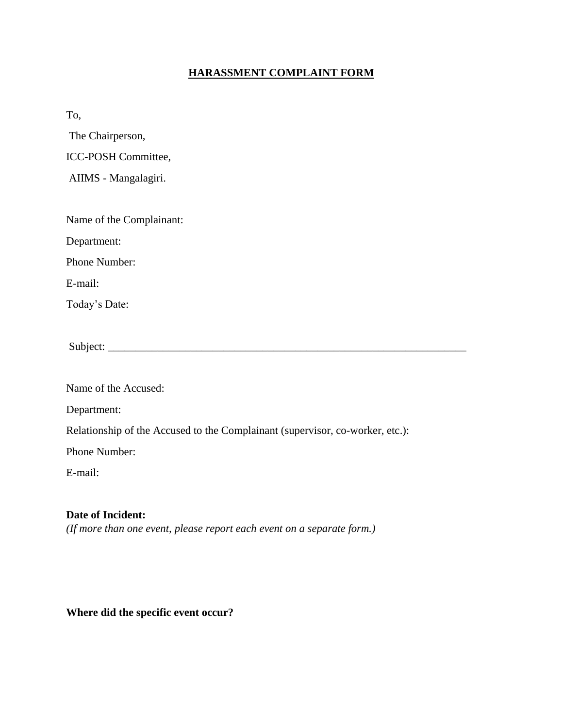# HARASSMENT COMPLAINT FORM

To,

The Chairperson,

ICC-POSH Committee,

AIIMS - Mangalagiri.

Name of the Complainant:

Department:

Phone Number:

E-mail:

Today's Date:

Subject: ____________________________________________________________________

Name of the Accused:

Department:

Relationship of the Accused to the Complainant (supervisor, co-worker, etc.):

Phone Number:

E-mail:

**Date of Incident:**
*(If more than one event, please report each event on a separate form.)*

**Where did the specific event occur?**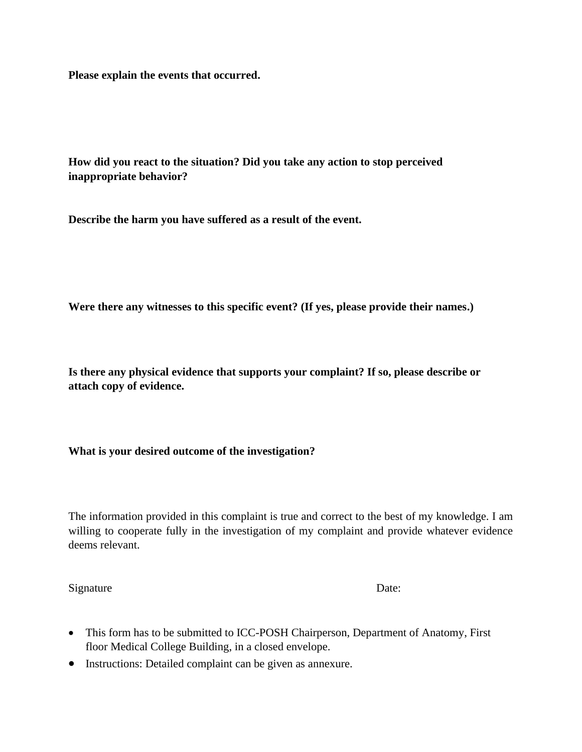**Please explain the events that occurred.**

**How did you react to the situation? Did you take any action to stop perceived inappropriate behavior?**

**Describe the harm you have suffered as a result of the event.**

**Were there any witnesses to this specific event? (If yes, please provide their names.)**

**Is there any physical evidence that supports your complaint? If so, please describe or attach copy of evidence.**

**What is your desired outcome of the investigation?**

The information provided in this complaint is true and correct to the best of my knowledge. I am willing to cooperate fully in the investigation of my complaint and provide whatever evidence deems relevant.

Signature Date:

- This form has to be submitted to ICC-POSH Chairperson, Department of Anatomy, First floor Medical College Building, in a closed envelope.
- Instructions: Detailed complaint can be given as annexure.